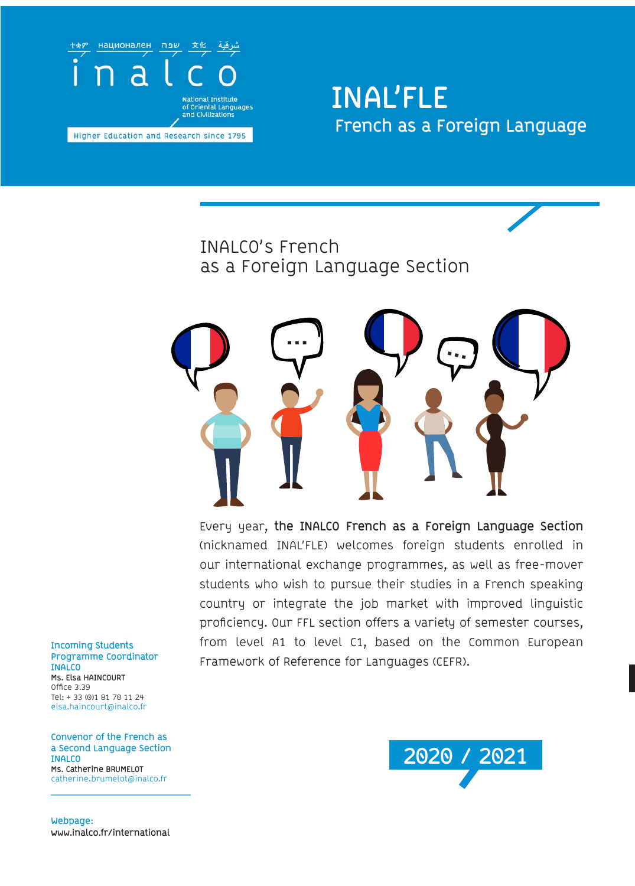ትግሬ национален שפה 文化 شرقية

inalco

National Institute of Oriental Languages and Civilizations

Higher Education and Research since 1795

# INAL'FLE

## French as a Foreign Language

## INALCO's French as a Foreign Language Section

Every year, **the INALCO French as a Foreign Language Section** (nicknamed INAL'FLE) welcomes foreign students enrolled in our international exchange programmes, as well as free-mover students who wish to pursue their studies in a French speaking country or integrate the job market with improved linguistic proficiency. Our FFL section offers a variety of semester courses, from level A1 to level C1, based on the Common European Framework of Reference for Languages (CEFR).

**2020 / 2021**

**Incoming Students Programme Coordinator INALCO**
Ms. Elsa HAINCOURT
Office 3.39
Tel: + 33 (0)1 81 70 11 24
elsa.haincourt@inalco.fr

**Convenor of the French as a Second Language Section INALCO**
Ms. Catherine BRUMELOT
catherine.brumelot@inalco.fr

**Webpage:**
www.inalco.fr/international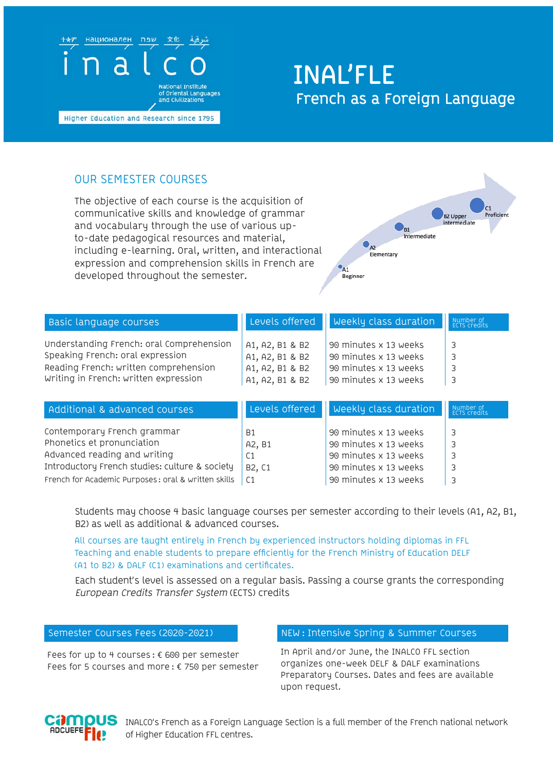ተቋም национален שפה 文化 شرقية

# inalco

National Institute of Oriental Languages and Civilizations

Higher Education and Research since 1795

# INAL'FLE

## French as a Foreign Language

## OUR SEMESTER COURSES

The objective of each course is the acquisition of communicative skills and knowledge of grammar and vocabulary through the use of various up-to-date pedagogical resources and material, including e-learning. Oral, written, and interactional expression and comprehension skills in French are developed throughout the semester.

A1 Beginner
A2 Elementary
B1 Intermediate
B2 Upper intermediate
C1 Proficient

| Basic language courses | Levels offered | Weekly class duration | Number of ECTS credits |
|---|---|---|---|
| Understanding French: oral Comprehension | A1, A2, B1 & B2 | 90 minutes x 13 weeks | 3 |
| Speaking French: oral expression | A1, A2, B1 & B2 | 90 minutes x 13 weeks | 3 |
| Reading French: written comprehension | A1, A2, B1 & B2 | 90 minutes x 13 weeks | 3 |
| Writing in French: written expression | A1, A2, B1 & B2 | 90 minutes x 13 weeks | 3 |

| Additional & advanced courses | Levels offered | Weekly class duration | Number of ECTS credits |
|---|---|---|---|
| Contemporary French grammar | B1 | 90 minutes x 13 weeks | 3 |
| Phonetics et pronunciation | A2, B1 | 90 minutes x 13 weeks | 3 |
| Advanced reading and writing | C1 | 90 minutes x 13 weeks | 3 |
| Introductory French studies: culture & society | B2, C1 | 90 minutes x 13 weeks | 3 |
| French for Academic Purposes : oral & written skills | C1 | 90 minutes x 13 weeks | 3 |

Students may choose 4 basic language courses per semester according to their levels (A1, A2, B1, B2) as well as additional & advanced courses.

All courses are taught entirely in French by experienced instructors holding diplomas in FFL Teaching and enable students to prepare efficiently for the French Ministry of Education DELF (A1 to B2) & DALF (C1) examinations and certificates.

Each student's level is assessed on a regular basis. Passing a course grants the corresponding *European Credits Transfer System* (ECTS) credits

## Semester Courses Fees (2020-2021)

Fees for up to 4 courses : € 600 per semester
Fees for 5 courses and more : € 750 per semester

## NEW : Intensive Spring & Summer Courses

In April and/or June, the INALCO FFL section organizes one-week DELF & DALF examinations Preparatory Courses. Dates and fees are available upon request.

campus ADCUEFE fle

INALCO's French as a Foreign Language Section is a full member of the French national network of Higher Education FFL centres.